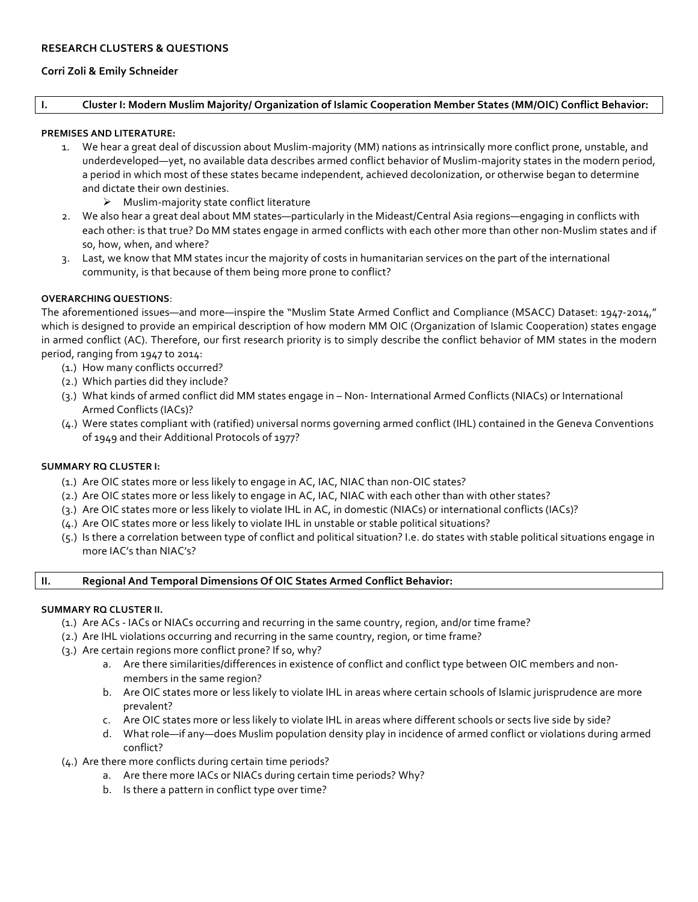**RESEARCH CLUSTERS & QUESTIONS**

**Corri Zoli & Emily Schneider**

## I. Cluster I: Modern Muslim Majority/ Organization of Islamic Cooperation Member States (MM/OIC) Conflict Behavior:

**PREMISES AND LITERATURE:**

1. We hear a great deal of discussion about Muslim-majority (MM) nations as intrinsically more conflict prone, unstable, and underdeveloped—yet, no available data describes armed conflict behavior of Muslim-majority states in the modern period, a period in which most of these states became independent, achieved decolonization, or otherwise began to determine and dictate their own destinies.
   - Muslim-majority state conflict literature
2. We also hear a great deal about MM states—particularly in the Mideast/Central Asia regions—engaging in conflicts with each other: is that true? Do MM states engage in armed conflicts with each other more than other non-Muslim states and if so, how, when, and where?
3. Last, we know that MM states incur the majority of costs in humanitarian services on the part of the international community, is that because of them being more prone to conflict?

**OVERARCHING QUESTIONS**:

The aforementioned issues—and more—inspire the "Muslim State Armed Conflict and Compliance (MSACC) Dataset: 1947-2014," which is designed to provide an empirical description of how modern MM OIC (Organization of Islamic Cooperation) states engage in armed conflict (AC). Therefore, our first research priority is to simply describe the conflict behavior of MM states in the modern period, ranging from 1947 to 2014:

(1.) How many conflicts occurred?
(2.) Which parties did they include?
(3.) What kinds of armed conflict did MM states engage in – Non- International Armed Conflicts (NIACs) or International Armed Conflicts (IACs)?
(4.) Were states compliant with (ratified) universal norms governing armed conflict (IHL) contained in the Geneva Conventions of 1949 and their Additional Protocols of 1977?

**SUMMARY RQ CLUSTER I:**

(1.) Are OIC states more or less likely to engage in AC, IAC, NIAC than non-OIC states?
(2.) Are OIC states more or less likely to engage in AC, IAC, NIAC with each other than with other states?
(3.) Are OIC states more or less likely to violate IHL in AC, in domestic (NIACs) or international conflicts (IACs)?
(4.) Are OIC states more or less likely to violate IHL in unstable or stable political situations?
(5.) Is there a correlation between type of conflict and political situation? I.e. do states with stable political situations engage in more IAC's than NIAC's?

## II. Regional And Temporal Dimensions Of OIC States Armed Conflict Behavior:

**SUMMARY RQ CLUSTER II.**

(1.) Are ACs - IACs or NIACs occurring and recurring in the same country, region, and/or time frame?
(2.) Are IHL violations occurring and recurring in the same country, region, or time frame?
(3.) Are certain regions more conflict prone? If so, why?
   a. Are there similarities/differences in existence of conflict and conflict type between OIC members and non-members in the same region?
   b. Are OIC states more or less likely to violate IHL in areas where certain schools of Islamic jurisprudence are more prevalent?
   c. Are OIC states more or less likely to violate IHL in areas where different schools or sects live side by side?
   d. What role—if any—does Muslim population density play in incidence of armed conflict or violations during armed conflict?
(4.) Are there more conflicts during certain time periods?
   a. Are there more IACs or NIACs during certain time periods? Why?
   b. Is there a pattern in conflict type over time?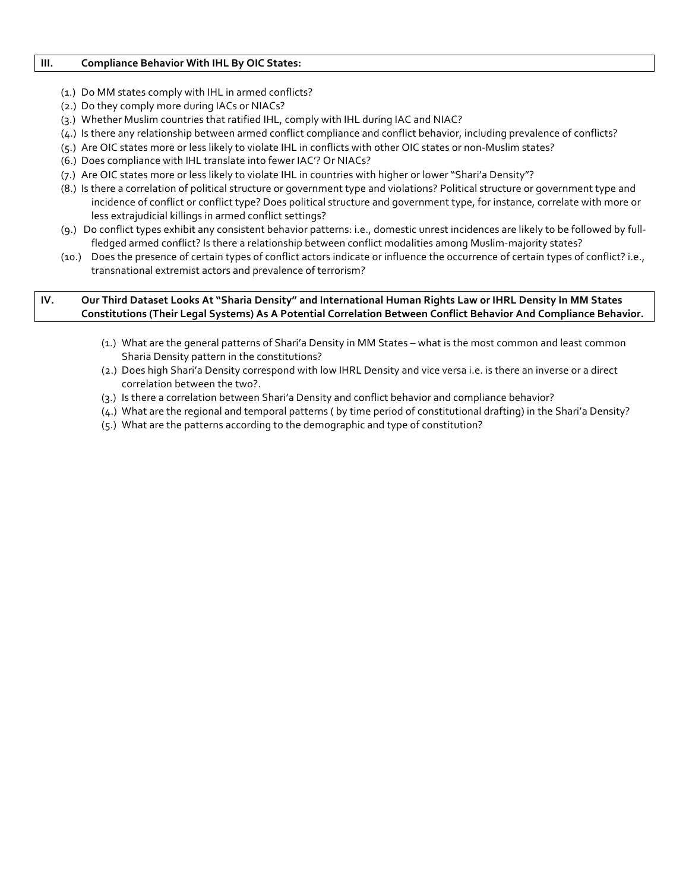## III. Compliance Behavior With IHL By OIC States:

(1.) Do MM states comply with IHL in armed conflicts?

(2.) Do they comply more during IACs or NIACs?

(3.) Whether Muslim countries that ratified IHL, comply with IHL during IAC and NIAC?

(4.) Is there any relationship between armed conflict compliance and conflict behavior, including prevalence of conflicts?

(5.) Are OIC states more or less likely to violate IHL in conflicts with other OIC states or non-Muslim states?

(6.) Does compliance with IHL translate into fewer IAC'? Or NIACs?

(7.) Are OIC states more or less likely to violate IHL in countries with higher or lower "Shari'a Density"?

(8.) Is there a correlation of political structure or government type and violations? Political structure or government type and incidence of conflict or conflict type? Does political structure and government type, for instance, correlate with more or less extrajudicial killings in armed conflict settings?

(9.) Do conflict types exhibit any consistent behavior patterns: i.e., domestic unrest incidences are likely to be followed by full-fledged armed conflict? Is there a relationship between conflict modalities among Muslim-majority states?

(10.) Does the presence of certain types of conflict actors indicate or influence the occurrence of certain types of conflict? i.e., transnational extremist actors and prevalence of terrorism?

## IV. Our Third Dataset Looks At "Sharia Density" and International Human Rights Law or IHRL Density In MM States Constitutions (Their Legal Systems) As A Potential Correlation Between Conflict Behavior And Compliance Behavior.

(1.) What are the general patterns of Shari'a Density in MM States – what is the most common and least common Sharia Density pattern in the constitutions?

(2.) Does high Shari'a Density correspond with low IHRL Density and vice versa i.e. is there an inverse or a direct correlation between the two?.

(3.) Is there a correlation between Shari'a Density and conflict behavior and compliance behavior?

(4.) What are the regional and temporal patterns ( by time period of constitutional drafting) in the Shari'a Density?

(5.) What are the patterns according to the demographic and type of constitution?